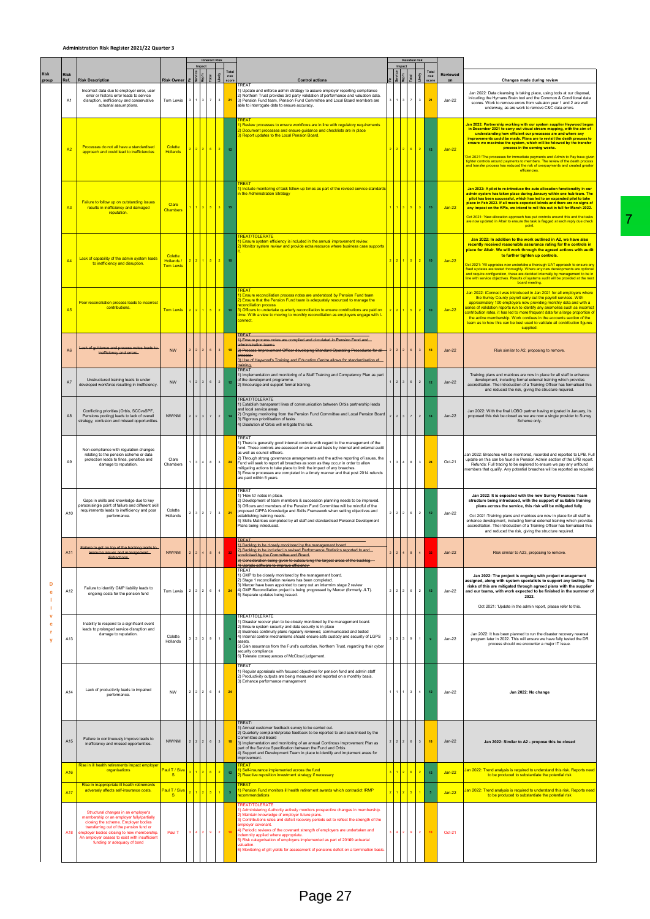# Administration Risk Register 2021/22 Quarter 3

| Risk group | Risk Ref. | Risk Description | Risk Owner | Inherent Risk Impact Fin | Service | Rep'n | Total | Likely | Total risk score | Control actions | Residual risk Impact Fin | Service | Rep'n | Total | Likely | Total risk score | Reviewed on | Changes made during review |
|---|---|---|---|---|---|---|---|---|---|---|---|---|---|---|---|---|---|---|
| Delivery | A1 | Incorrect data due to employer error, user error or historic error leads to service disruption, inefficiency and conservative actuarial assumptions. | Tom Lewis | 3 | 1 | 3 | 7 | 3 | 21 | TREAT 1) Update and enforce admin strategy to assure employer reporting compliance 2) Northern Trust provides 3rd party validation of performance and valuation data. 3) Pension Fund team, Pension Fund Committee and Local Board members are able to interrogate data to ensure accuracy. | 3 | 1 | 3 | 7 | 3 | 21 | Jan-22 | Jan 2022: Data cleansing is taking place, using tools at our disposal, inlcuding the Hymans Brain tool and the Common & Conditional data scores. Work to remove errors from valuaion year 1 and 2 are well underway, as are work to remove C&C data errors. |
| | A2 | Processes do not all have a standardised approach and could lead to inefficiencies | Colette Hollands | 2 | 2 | 2 | 6 | 2 | 12 | TREAT 1) Review processes to ensure workflows are in line with regulatory requirements 2) Document processes and ensure guidance and checklists are in place 3) Report updates to the Local Pension Board. | 2 | 2 | 2 | 6 | 2 | 12 | Jan-22 | **Jan 2022: Partnership working with our system supplier Heywood began in December 2021 to carry out visual stream mapping, with the aim of understanding how efficient our processes are and where any improvements could be made. Plans are to revisit the death process to ensure we maximise the system, which will be folowed by the transfer process in the coming weeks.** Oct 2021:'The processes for immediate payments and Admin to Pay have given tighter controls around payments to members. The review of the death process and transfer process has reduced the risk of overpayments and created greater efficiences. |
| | A3 | Failure to follow up on outstanding issues results in inefficiency and damaged reputation. | Clare Chambers | 1 | 1 | 3 | 5 | 3 | 15 | TREAT 1) Include monitoring of task follow-up times as part of the revised service standards in the Administration Strategy | 1 | 1 | 3 | 5 | 3 | 15 | Jan-22 | **Jan 2022: A pilot to re-introduce the auto allocation functionality in our admin system has taken place during Janaury within one hub team. The pilot has been successful, which has led to an expanded pilot to take place in Feb 2022. If all meets expected levels and there are no signs of any impact on the KPIs, we intend to roll this out in full for March 2022.** Oct 2021: 'New allocation approach has put controls around this and the tasks are now updated in Altair to ensure the task is flagged at each reply due check point. |
| | A4 | Lack of capability of the admin system leads to inefficiency and disruption. | Colette Hollands / Tom Lewis | 2 | 2 | 1 | 5 | 2 | 10 | TREAT/TOLERATE 1) Ensure system efficiency is included in the annual improvement review. 2) Monitor system review and provide extra resource where business case supports it. | 2 | 2 | 1 | 5 | 2 | 10 | Jan-22 | **Jan 2022: In addition to the work outlined in A2, we have also recently received reasonable assurance rating for the controls in place for Altair. We will work through the agreed actions with audit to further tighten up controls.** Oct 2021: 'All upgrades now undertake a thorough UAT approach to ensure any fixed updates are tested thoroughly. Where any new developments are optional and require configuration, these are decided internally by management to be in line with service objectives. Results of systems audit will be provided at the next board meeting. |
| | A5 | Poor reconciliation process leads to incorrect contributions. | Tom Lewis | 2 | 2 | 1 | 5 | 2 | 10 | TREAT 1) Ensure reconciliation process notes are understood by Pension Fund team 2) Ensure that the Pension Fund team is adequately resourced to manage the reconciliation process 3) Officers to undertake quarterly reconciliation to ensure contributions are paid on time. With a view to moving to monthly reconciliation as employers engage with i-connect. | 2 | 2 | 1 | 5 | 2 | 10 | Jan-22 | Jan 2022: iConnect was introduced in Jan 2021 for all employers where the Surrey County payroll carry out the payroll services. With approximately 100 employers now providing monthly data and with a series of validation reports run to identify any anomolies such as incorrect contribution rates, it has led to more frequent data for a large proportion of the active membership. Work contiues in the accounts section of the team as to how this can be best used to validate all contribution figures supplied. |
| | A6 | ~~Lack of guidance and process notes leads to inefficiency and errors.~~ | NW | 2 | 2 | 2 | 6 | 3 | 18 | ~~TREAT 1) Ensure process notes are compiled and circulated in Pension Fund and administration teams. 2) Process Improvement Officer developing Standard Operating Procedures for all process. 3) Use of Heywood's Training and Education Centre allows for standardisation of training.~~ | 2 | 2 | 2 | 6 | 3 | 18 | Jan-22 | Risk similar to A2, proposing to remove. |
| | A7 | Unstructured training leads to under developed workforce resulting in inefficiency. | NW | 1 | 2 | 3 | 6 | 2 | 12 | TREAT 1) Implementation and monitoring of a Staff Training and Competency Plan as part of the development programme. 2) Encourage and support formal training. | 1 | 2 | 3 | 6 | 2 | 12 | Jan-22 | Training plans and matrices are now in place for all staff to enhance development, including formal external training which provides accreditation. The introduction of a Training Officer has formalised this and reduced the risk, giving the structure required. |
| | A8 | Conflicting priorities (Orbis, SCCvsSPF, Pensions pooling) leads to lack of overall strategy, confusion and missed opportunities. | NW/NM | 2 | 2 | 3 | 7 | 2 | 14 | TREAT/TOLERATE 1) Establish transparent lines of communication between Orbis partnership leads and local service areas 2) Ongoing monitoring from the Pension Fund Committee and Local Pension Board 3) Rigorous prioritisation of tasks 4) Disolution of Orbis will mitigate this risk | 2 | 2 | 3 | 7 | 2 | 14 | Jan-22 | Jan 2022: With the final LOBO partner having migrated in January, its proposed this risk be closed as we are now a single provider to Surrey Scheme only. |
| | A9 | Non-compliance with regulation changes relating to the pension scheme or data protection leads to fines, penalties and damage to reputation. | Clare Chambers | 1 | 3 | 4 | 8 | 3 | 24 | TREAT 1) There is generally good internal controls with regard to the management of the fund. These controls are assessed on an annual basis by internal and external audit as well as council officers. 2) Through strong governance arrangements and the active reporting of issues, the Fund will seek to report all breaches as soon as they occur in order to allow mitigating actions to take place to limit the impact of any breaches. 3) Ensure processes are completed in a timely manner and that post 2014 refunds are paid within 5 years. | 1 | 3 | 4 | 8 | 3 | 24 | Oct-21 | Jan 2022: Breaches will be monitored, recorded and reported to LPB. Full update on this can be found in Pension Admin section of the LPB report. Refunds: Full tracing to be explored to ensure we pay any unfound members that qualify. Any potential breaches will be reported as required. |
| | A10 | Gaps in skills and knowledge due to key person/single point of failure and different skill requirements leads to inefficiency and poor performance. | Colette Hollands | 2 | 3 | 2 | 7 | 3 | 21 | TREAT 1) 'How to' notes in place. 2) Development of team members & succession planning needs to be improved. 3) Officers and members of the Pension Fund Committee will be mindful of the proposed CIPFA Knowledge and Skills Framework when setting objectives and establishing training needs. 4) Skills Matrices completed by all staff and standardised Personal Development Plans being introduced. | 2 | 2 | 2 | 6 | 2 | 12 | Jan-22 | **Jan 2022: It is expected with the new Surrey Pensions Team structure being introduced, with the support of suitable training plans across the service, this risk will be mitigated fully.** Oct 2021:Training plans and matrices are now in place for all staff to enhance development, including formal external training which provides accreditation. The introduction of a Training Officer has formalised this and reduced the risk, giving the structure required. |
| | A11 | ~~Failure to get on top of the backlog leads to resource issues and management distractions.~~ | NW/NM | 2 | 2 | 4 | 8 | 4 | 32 | ~~TREAT 1) Backlog to be closely monitored by the management board. 2) Backlog to be included in revised Performance Statistics reported to and scrutinised by the Committee and Board. 3) Consideration being given to outsourcing the largest areas of the backlog. 4) Upgrade software to improve efficiency.~~ | 2 | 2 | 4 | 8 | 4 | 32 | Jan-22 | Risk similar to A23, proposing to remove. |
| | A12 | Failure to identify GMP liability leads to ongoing costs for the pension fund | Tom Lewis | 2 | 2 | 2 | 6 | 4 | 24 | TREAT 1) GMP to be closely monitored by the management board. 2) Stage 1 reconciliation reviews has been completed. 3) Mercer have been appointed to carry out an interrim stage 2 review 4) GMP Reconciliation project is being progressed by Mercer (formerly JLT). 5) Separate updates being issued. | 2 | 2 | 2 | 6 | 2 | 12 | Jan-22 | **Jan 2022: The project is ongoing with project management assigned, along with system specialists to support any testing. The risks of this are mitigated through agreed plans with the supplier and our teams, with work expected to be finished in the summer of 2022.** Oct 2021: 'Update in the admin report, please refer to this. |
| | A13 | Inability to respond to a significant event leads to prolonged service disruption and damage to reputation. | Colette Hollands | 3 | 3 | 3 | 9 | 1 | 9 | TREAT/TOLERATE 1) Disaster recover plan to be closely monitored by the management board. 2) Ensure system security and data security is in place 3) Business continuity plans regularly reviewed, communicated and tested 4) Internal control mechanisms should ensure safe custody and security of LGPS assets. 5) Gain assurance from the Fund's custodian, Northern Trust, regarding their cyber security compliance 6) Tolerate consequences of McCloud judgement. | 3 | 3 | 3 | 9 | 1 | 9 | Jan-22 | Jan 2022: It has been planned to run the disaster recovery reversal program later in 2022. This will ensure we have fully tested the DR process should we encounter a major IT issue. |
| | A14 | Lack of productivity leads to impaired performance. | NW | 2 | 2 | 2 | 6 | 4 | 24 | TREAT 1) Regular appraisals with focused objectives for pension fund and admin staff 2) Productivity outputs are being measured and reported on a monthly basis. 3) Enhance performance management | 1 | 1 | 1 | 3 | 4 | 12 | Jan-22 | **Jan 2022: No change** |
| | A15 | Failure to continuously improve leads to inefficiency and missed opportunities. | NW/NM | 2 | 2 | 2 | 6 | 3 | 18 | TREAT: 1) Annual customer feedback survey to be carried out. 2) Quarterly complaints/praise feedback to be reported to and scrutinised by the Committee and Board 3) Implementation and monitoring of an annual Continous Improvement Plan as part of the Service Specification between the Fund and Orbis 4) Support and Development Team in place to identify and implement areas for improvement. | 2 | 2 | 2 | 6 | 3 | 18 | Jan-22 | **Jan 2022: Similar to A2 - propose this be closed** |
| | A16 | Rise in ill health retirements impact employer organisations | Paul T / Siva S | 3 | 1 | 2 | 6 | 2 | 12 | TREAT 1) Self-insurance implemented across the fund 2) Reactive reposition investment strategy if necessary | 3 | 1 | 2 | 6 | 2 | 12 | Jan-22 | Jan 2022: Trend analysis is required to understand this risk. Reports need to be produced to substantiate the potential risk |
| | A17 | Rise in inappropriate ill health retirements adversely affects self-insurance costs. | Paul T / Siva S | 2 | 1 | 2 | 5 | 1 | 5 | TREAT 1) Pension Fund monitors ill health retirement awards which contradict IRMP recommendations | 2 | 1 | 2 | 5 | 1 | 5 | Jan-22 | Jan 2022: Trend analysis is required to understand this risk. Reports need to be produced to substantiate the potential risk |
| | A18 | Structural changes in an employer's membership or an employer fully/partially closing the scheme. Employer bodies transferring out of the pension fund or employer bodies closing to new membership. An employer ceases to exist with insufficient funding or adequacy of bond | Paul T | 3 | 4 | 2 | 9 | 2 | 18 | TREAT/TOLERATE 1) Administering Authority actively monitors prospective changes in membership. 2) Maintain knowledge of employer future plans. 3) Contributions rates and deficit recovery periods set to reflect the strength of the employer covenant. 4) Periodic reviews of the covenant strength of employers are undertaken and indemnity applied where appropriate. 5) Risk categorisation of employers implemented as part of 2019 actuarial valuation. 6) Monitoring of gilt yields for assessment of pensions deficit on a termination basis. | 3 | 4 | 2 | 9 | 2 | 18 | Oct-21 | |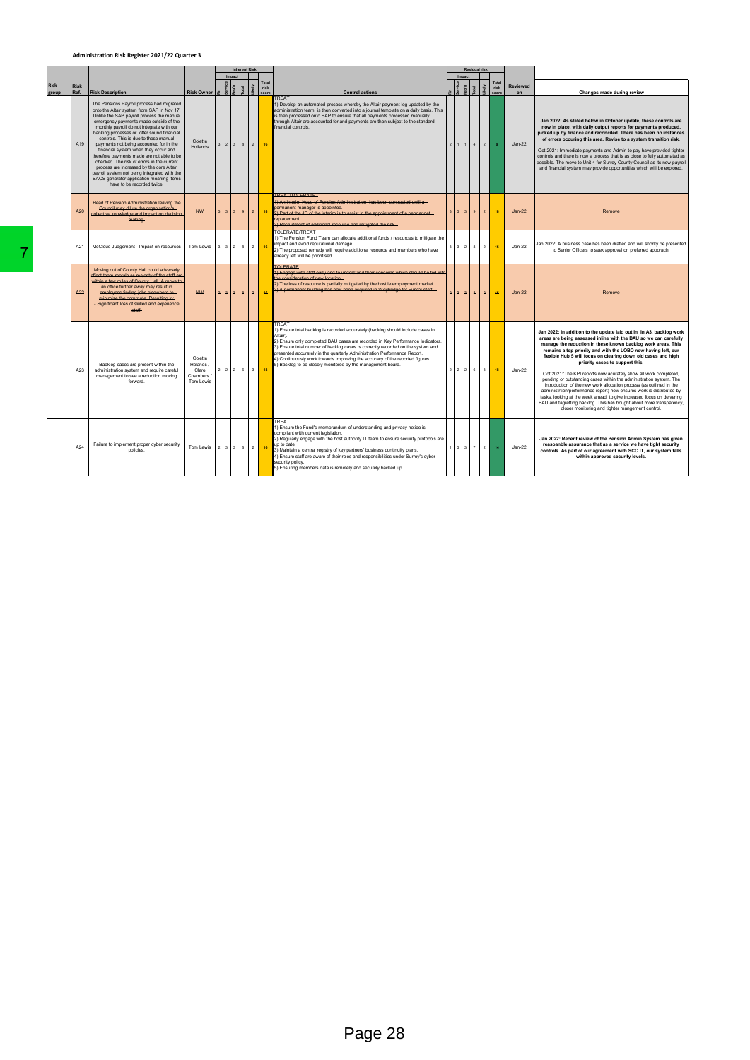**Administration Risk Register 2021/22 Quarter 3**

| Risk group | Risk Ref. | Risk Description | Risk Owner | Inherent Risk Impact Fin | Service | Rep'n | Total | Likely | Total risk score | Control actions | Residual risk Impact Fin | Service | Rep'n | Total | Likely | Total risk score | Reviewed on | Changes made during review |
|---|---|---|---|---|---|---|---|---|---|---|---|---|---|---|---|---|---|---|
| | A19 | The Pensions Payroll process had migrated onto the Altair system from SAP in Nov 17. Unlike the SAP payroll process the manual emergency payments made outside of the monthly payroll do not integrate with our banking processes or offer sound financial controls. This is due to these manual payments not being accounted for in the financial system when they occur and therefore payments made are not able to be checked. The risk of errors in the current process are increased by the core Altair payroll system not being integrated with the BACS generator application meaning items have to be recorded twice. | Colette Hollands | 3 | 2 | 3 | 8 | 2 | 16 | TREAT<br>1) Develop an automated process whereby the Altair payment log updated by the administration team, is then converted into a journal template on a daily basis. This is then processed onto SAP to ensure that all payments processed manually through Altair are accounted for and payments are then subject to the standard financial controls. | 2 | 1 | 1 | 4 | 2 | 8 | Jan-22 | **Jan 2022: As stated below in October update, these controls are now in place, with daily output reports for payments produced, picked up by finance and reconciled. There has been no instances of errors occuring this area. Revise to a system transition risk.**<br>Oct 2021: Immediate payments and Admin to pay have provided tighter controls and there is now a process that is as close to fully automated as possible. The move to Unit 4 for Surrey County Council as its new payroll and financial system may provide opportunities which will be explored. |
| | A20 | ~~Head of Pension Administration leaving the Council may dilute the organisation's collective knowledge and impact on decision making.~~ | NW | 3 | 3 | 3 | 9 | 2 | 18 | ~~TREAT/TOLERATE~~<br>~~1) An interim Head of Pension Administration has been contracted until a permanent manager is appointed.~~<br>~~2) Part of the JD of the interim is to assist in the appointment of a permanent replacement.~~<br>~~3) Recruitment of additional resource has mitigated the risk.~~ | 3 | 3 | 3 | 9 | 2 | 18 | Jan-22 | Remove |
| | A21 | McCloud Judgement - Impact on resources | Tom Lewis | 3 | 3 | 2 | 8 | 2 | 16 | TOLERATE/TREAT<br>1) The Pension Fund Team can allocate additional funds / resources to mitigate the impact and avoid reputational damage.<br>2) The proposed remedy will require additional resource and members who have already left will be prioritised. | 3 | 3 | 2 | 8 | 2 | 16 | Jan-22 | Jan 2022: A business case has been drafted and will shortly be presented to Senior Officers to seek approval on preferred apporach. |
| | ~~A22~~ | ~~Moving out of County Hall could adversely affect team morale as majority of the staff are within a few miles of County Hall. A move to an office further away may result in employees finding jobs elsewhere to minimise the commute. Resulting in: Significant loss of skilled and experience staff.~~ | ~~NW~~ | ~~2~~ | ~~3~~ | ~~3~~ | ~~8~~ | ~~2~~ | ~~16~~ | ~~TOLERATE~~<br>~~1) Engage with staff early and to understand their concerns which should be fed into the consideration of new location.~~<br>~~2) The loss of resource is partially mitigated by the hostile employment market.~~<br>~~3) A permanent building has now been acquired in Weybridge for Fund's staff.~~ | ~~2~~ | ~~3~~ | ~~3~~ | ~~8~~ | ~~2~~ | ~~16~~ | Jan-22 | Remove |
| | A23 | Backlog cases are present within the administration system and require careful management to see a reduction moving forward. | Colette Hollands / Clare Chambers / Tom Lewis | 2 | 2 | 2 | 6 | 3 | 18 | TREAT<br>1) Ensure total backlog is recorded accurately (backlog should include cases in Altair).<br>2) Ensure only completed BAU cases are recorded in Key Performance Indicators.<br>3) Ensure total number of backlog cases is correctly recorded on the system and presented accurately in the quarterly Administration Performance Report.<br>4) Continuously work towards improving the accuracy of the reported figures.<br>5) Backlog to be closely monitored by the management board. | 2 | 2 | 2 | 6 | 3 | 18 | Jan-22 | **Jan 2022: In addition to the update laid out in in A3, backlog work areas are being assessed inline with the BAU so we can carefully manage the reduction in these known backlog work areas. This remains a top priority and with the LOBO now having left, our flexible Hub 5 will focus on clearing down old cases and high priority cases to support this.**<br>Oct 2021:'The KPI reports now acurately show all work completed, pending or outstanding cases within the administration system. The introduction of the new work allocation process (as outlined in the administrtion/performance report) now ensures work is distributed by tasks, looking at the week ahead, to give increased focus on delivering BAU and tagretting backlog. This has bought about more transparency, closer monitoring and tighter mangement control. |
| | A24 | Failure to implement proper cyber security policies. | Tom Lewis | 2 | 3 | 3 | 8 | 2 | 16 | TREAT<br>1) Ensure the Fund's memorandum of understanding and privacy notice is compliant with current legislation.<br>2) Regularly engage with the host authority IT team to ensure security protocols are up to date.<br>3) Maintain a central registry of key partners' business continuity plans.<br>4) Ensure staff are aware of their roles and responsibilities under Surrey's cyber security policy.<br>5) Ensuring members data is remotely and securely backed up. | 1 | 3 | 3 | 7 | 2 | 14 | Jan-22 | **Jan 2022: Recent review of the Pension Admin System has given reasoanble assurance that as a service we have tight security controls. As part of our agreement with SCC IT, our system falls within approved security levels.** |